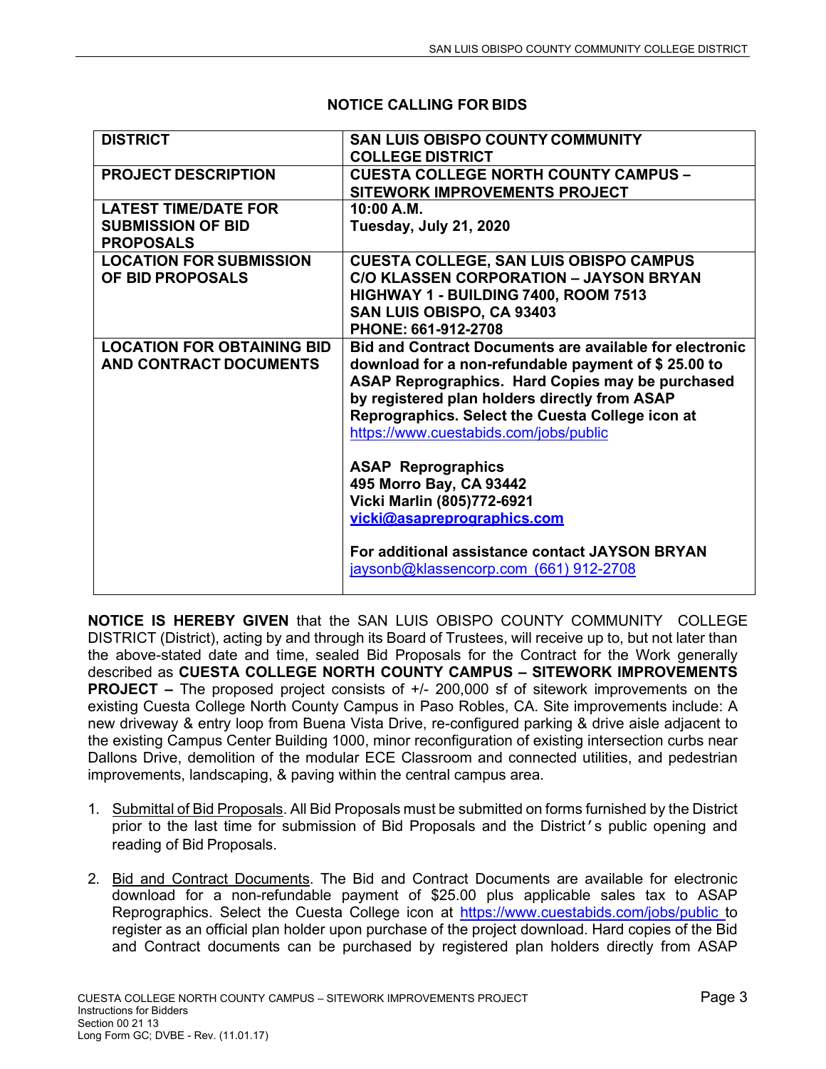## NOTICE CALLING FOR BIDS

| | |
|---|---|
| **DISTRICT** | **SAN LUIS OBISPO COUNTY COMMUNITY COLLEGE DISTRICT** |
| **PROJECT DESCRIPTION** | **CUESTA COLLEGE NORTH COUNTY CAMPUS – SITEWORK IMPROVEMENTS PROJECT** |
| **LATEST TIME/DATE FOR SUBMISSION OF BID PROPOSALS** | **10:00 A.M.**<br>**Tuesday, July 21, 2020** |
| **LOCATION FOR SUBMISSION OF BID PROPOSALS** | **CUESTA COLLEGE, SAN LUIS OBISPO CAMPUS**<br>**C/O KLASSEN CORPORATION – JAYSON BRYAN**<br>**HIGHWAY 1 - BUILDING 7400, ROOM 7513**<br>**SAN LUIS OBISPO, CA 93403**<br>**PHONE: 661-912-2708** |
| **LOCATION FOR OBTAINING BID AND CONTRACT DOCUMENTS** | **Bid and Contract Documents are available for electronic download for a non-refundable payment of $ 25.00 to ASAP Reprographics. Hard Copies may be purchased by registered plan holders directly from ASAP Reprographics. Select the Cuesta College icon at** https://www.cuestabids.com/jobs/public<br><br>**ASAP Reprographics**<br>**495 Morro Bay, CA 93442**<br>**Vicki Marlin (805)772-6921**<br>**vicki@asapreprographics.com**<br><br>**For additional assistance contact JAYSON BRYAN**<br>jaysonb@klassencorp.com (661) 912-2708 |

**NOTICE IS HEREBY GIVEN** that the SAN LUIS OBISPO COUNTY COMMUNITY COLLEGE DISTRICT (District), acting by and through its Board of Trustees, will receive up to, but not later than the above-stated date and time, sealed Bid Proposals for the Contract for the Work generally described as **CUESTA COLLEGE NORTH COUNTY CAMPUS – SITEWORK IMPROVEMENTS PROJECT –** The proposed project consists of +/- 200,000 sf of sitework improvements on the existing Cuesta College North County Campus in Paso Robles, CA. Site improvements include: A new driveway & entry loop from Buena Vista Drive, re-configured parking & drive aisle adjacent to the existing Campus Center Building 1000, minor reconfiguration of existing intersection curbs near Dallons Drive, demolition of the modular ECE Classroom and connected utilities, and pedestrian improvements, landscaping, & paving within the central campus area.

1. Submittal of Bid Proposals. All Bid Proposals must be submitted on forms furnished by the District prior to the last time for submission of Bid Proposals and the District's public opening and reading of Bid Proposals.

2. Bid and Contract Documents. The Bid and Contract Documents are available for electronic download for a non-refundable payment of $25.00 plus applicable sales tax to ASAP Reprographics. Select the Cuesta College icon at https://www.cuestabids.com/jobs/public to register as an official plan holder upon purchase of the project download. Hard copies of the Bid and Contract documents can be purchased by registered plan holders directly from ASAP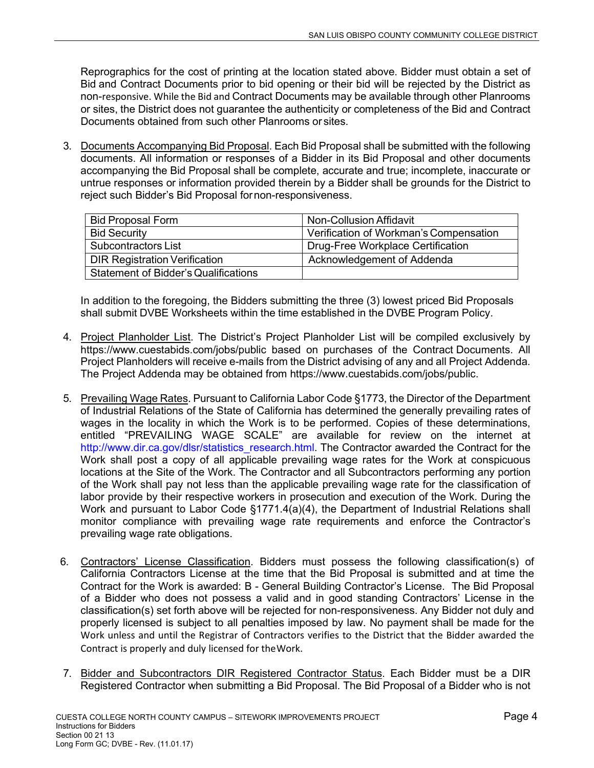Reprographics for the cost of printing at the location stated above. Bidder must obtain a set of Bid and Contract Documents prior to bid opening or their bid will be rejected by the District as non-responsive. While the Bid and Contract Documents may be available through other Planrooms or sites, the District does not guarantee the authenticity or completeness of the Bid and Contract Documents obtained from such other Planrooms or sites.

3. Documents Accompanying Bid Proposal. Each Bid Proposal shall be submitted with the following documents. All information or responses of a Bidder in its Bid Proposal and other documents accompanying the Bid Proposal shall be complete, accurate and true; incomplete, inaccurate or untrue responses or information provided therein by a Bidder shall be grounds for the District to reject such Bidder's Bid Proposal for non-responsiveness.

| Bid Proposal Form | Non-Collusion Affidavit |
| --- | --- |
| Bid Security | Verification of Workman's Compensation |
| Subcontractors List | Drug-Free Workplace Certification |
| DIR Registration Verification | Acknowledgement of Addenda |
| Statement of Bidder's Qualifications | |

In addition to the foregoing, the Bidders submitting the three (3) lowest priced Bid Proposals shall submit DVBE Worksheets within the time established in the DVBE Program Policy.

4. Project Planholder List. The District's Project Planholder List will be compiled exclusively by https://www.cuestabids.com/jobs/public based on purchases of the Contract Documents. All Project Planholders will receive e-mails from the District advising of any and all Project Addenda. The Project Addenda may be obtained from https://www.cuestabids.com/jobs/public.

5. Prevailing Wage Rates. Pursuant to California Labor Code §1773, the Director of the Department of Industrial Relations of the State of California has determined the generally prevailing rates of wages in the locality in which the Work is to be performed. Copies of these determinations, entitled "PREVAILING WAGE SCALE" are available for review on the internet at http://www.dir.ca.gov/dlsr/statistics_research.html. The Contractor awarded the Contract for the Work shall post a copy of all applicable prevailing wage rates for the Work at conspicuous locations at the Site of the Work. The Contractor and all Subcontractors performing any portion of the Work shall pay not less than the applicable prevailing wage rate for the classification of labor provide by their respective workers in prosecution and execution of the Work. During the Work and pursuant to Labor Code §1771.4(a)(4), the Department of Industrial Relations shall monitor compliance with prevailing wage rate requirements and enforce the Contractor's prevailing wage rate obligations.

6. Contractors' License Classification. Bidders must possess the following classification(s) of California Contractors License at the time that the Bid Proposal is submitted and at time the Contract for the Work is awarded: B - General Building Contractor's License. The Bid Proposal of a Bidder who does not possess a valid and in good standing Contractors' License in the classification(s) set forth above will be rejected for non-responsiveness. Any Bidder not duly and properly licensed is subject to all penalties imposed by law. No payment shall be made for the Work unless and until the Registrar of Contractors verifies to the District that the Bidder awarded the Contract is properly and duly licensed for the Work.

7. Bidder and Subcontractors DIR Registered Contractor Status. Each Bidder must be a DIR Registered Contractor when submitting a Bid Proposal. The Bid Proposal of a Bidder who is not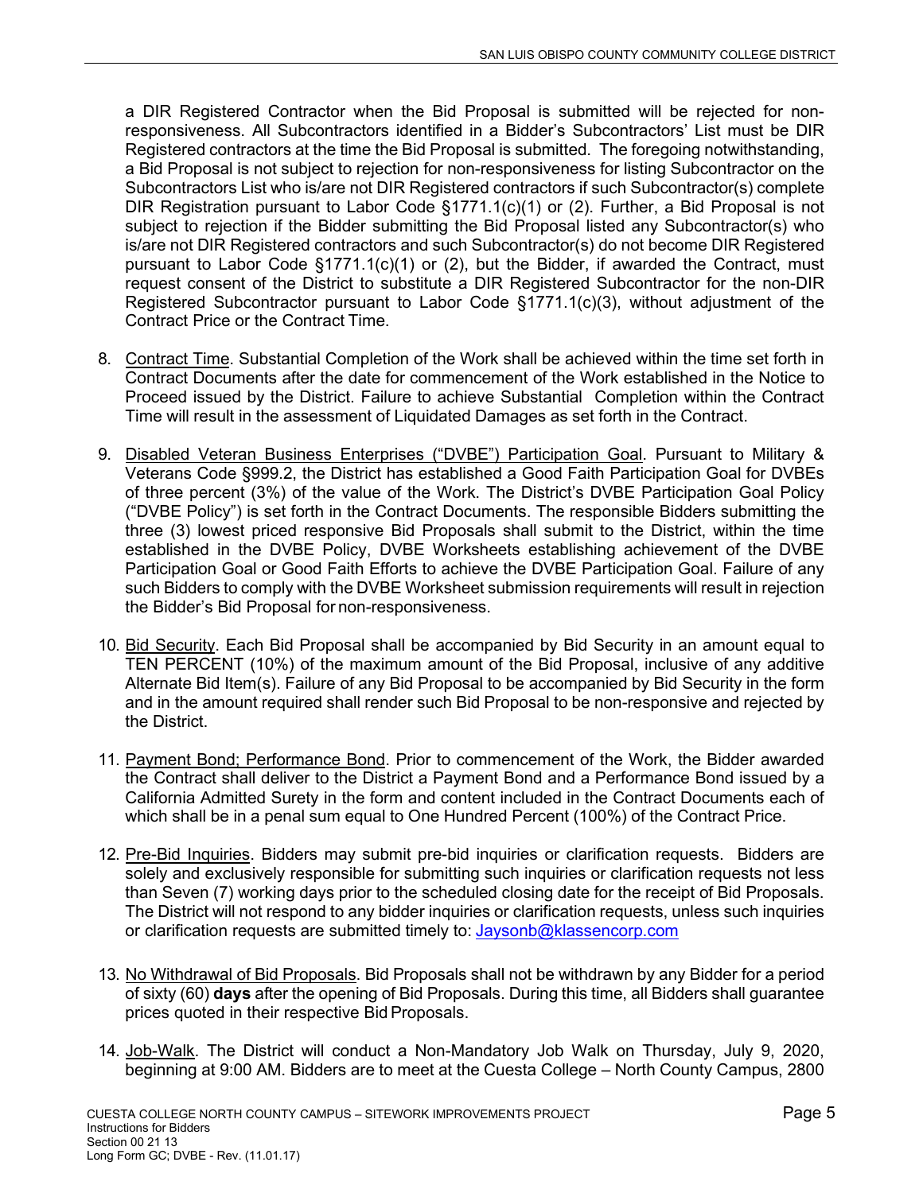a DIR Registered Contractor when the Bid Proposal is submitted will be rejected for non-responsiveness. All Subcontractors identified in a Bidder's Subcontractors' List must be DIR Registered contractors at the time the Bid Proposal is submitted. The foregoing notwithstanding, a Bid Proposal is not subject to rejection for non-responsiveness for listing Subcontractor on the Subcontractors List who is/are not DIR Registered contractors if such Subcontractor(s) complete DIR Registration pursuant to Labor Code §1771.1(c)(1) or (2). Further, a Bid Proposal is not subject to rejection if the Bidder submitting the Bid Proposal listed any Subcontractor(s) who is/are not DIR Registered contractors and such Subcontractor(s) do not become DIR Registered pursuant to Labor Code §1771.1(c)(1) or (2), but the Bidder, if awarded the Contract, must request consent of the District to substitute a DIR Registered Subcontractor for the non-DIR Registered Subcontractor pursuant to Labor Code §1771.1(c)(3), without adjustment of the Contract Price or the Contract Time.

8. Contract Time. Substantial Completion of the Work shall be achieved within the time set forth in Contract Documents after the date for commencement of the Work established in the Notice to Proceed issued by the District. Failure to achieve Substantial Completion within the Contract Time will result in the assessment of Liquidated Damages as set forth in the Contract.

9. Disabled Veteran Business Enterprises ("DVBE") Participation Goal. Pursuant to Military & Veterans Code §999.2, the District has established a Good Faith Participation Goal for DVBEs of three percent (3%) of the value of the Work. The District's DVBE Participation Goal Policy ("DVBE Policy") is set forth in the Contract Documents. The responsible Bidders submitting the three (3) lowest priced responsive Bid Proposals shall submit to the District, within the time established in the DVBE Policy, DVBE Worksheets establishing achievement of the DVBE Participation Goal or Good Faith Efforts to achieve the DVBE Participation Goal. Failure of any such Bidders to comply with the DVBE Worksheet submission requirements will result in rejection the Bidder's Bid Proposal for non-responsiveness.

10. Bid Security. Each Bid Proposal shall be accompanied by Bid Security in an amount equal to TEN PERCENT (10%) of the maximum amount of the Bid Proposal, inclusive of any additive Alternate Bid Item(s). Failure of any Bid Proposal to be accompanied by Bid Security in the form and in the amount required shall render such Bid Proposal to be non-responsive and rejected by the District.

11. Payment Bond; Performance Bond. Prior to commencement of the Work, the Bidder awarded the Contract shall deliver to the District a Payment Bond and a Performance Bond issued by a California Admitted Surety in the form and content included in the Contract Documents each of which shall be in a penal sum equal to One Hundred Percent (100%) of the Contract Price.

12. Pre-Bid Inquiries. Bidders may submit pre-bid inquiries or clarification requests. Bidders are solely and exclusively responsible for submitting such inquiries or clarification requests not less than Seven (7) working days prior to the scheduled closing date for the receipt of Bid Proposals. The District will not respond to any bidder inquiries or clarification requests, unless such inquiries or clarification requests are submitted timely to: Jaysonb@klassencorp.com

13. No Withdrawal of Bid Proposals. Bid Proposals shall not be withdrawn by any Bidder for a period of sixty (60) **days** after the opening of Bid Proposals. During this time, all Bidders shall guarantee prices quoted in their respective Bid Proposals.

14. Job-Walk. The District will conduct a Non-Mandatory Job Walk on Thursday, July 9, 2020, beginning at 9:00 AM. Bidders are to meet at the Cuesta College – North County Campus, 2800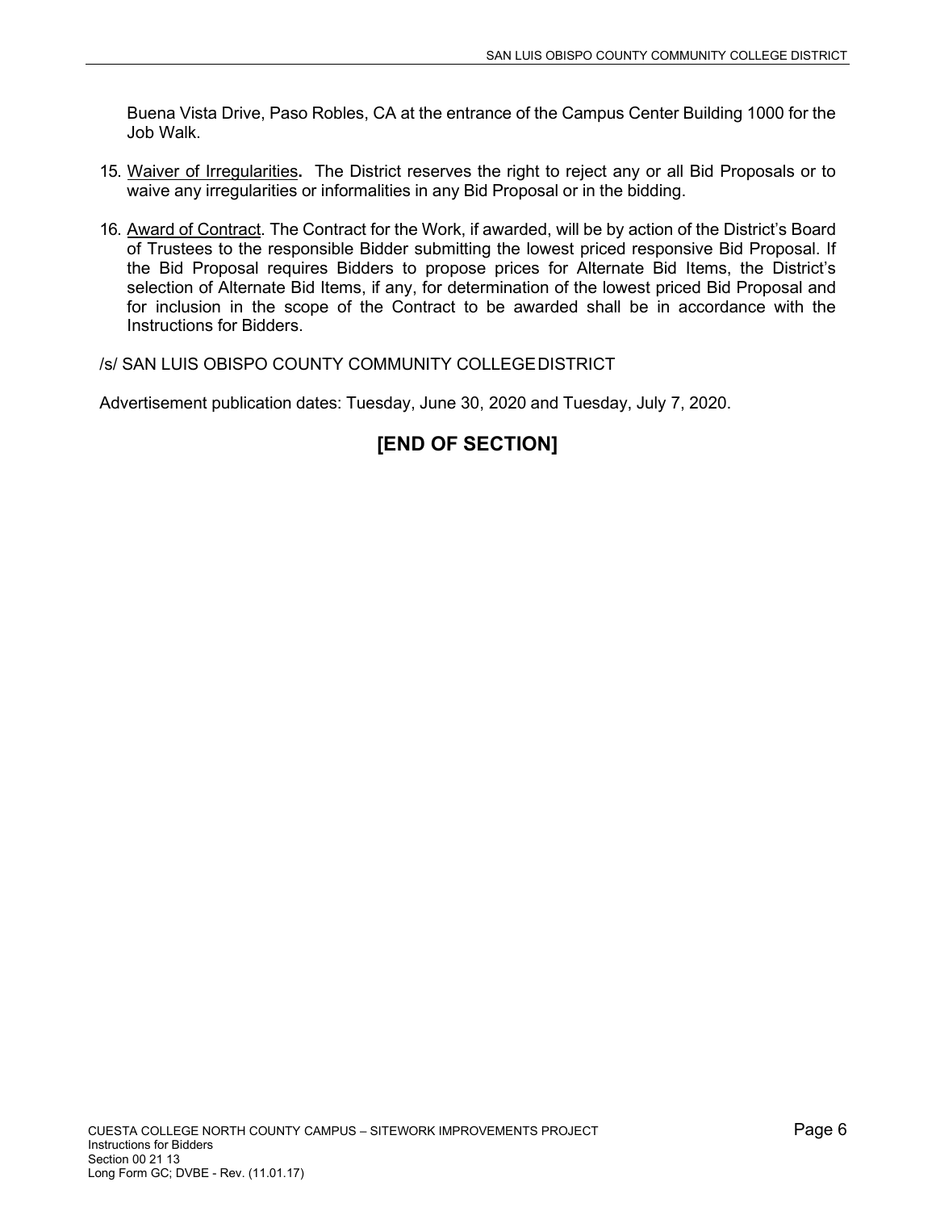Buena Vista Drive, Paso Robles, CA at the entrance of the Campus Center Building 1000 for the Job Walk.

15. Waiver of Irregularities**.** The District reserves the right to reject any or all Bid Proposals or to waive any irregularities or informalities in any Bid Proposal or in the bidding.

16. Award of Contract. The Contract for the Work, if awarded, will be by action of the District's Board of Trustees to the responsible Bidder submitting the lowest priced responsive Bid Proposal. If the Bid Proposal requires Bidders to propose prices for Alternate Bid Items, the District's selection of Alternate Bid Items, if any, for determination of the lowest priced Bid Proposal and for inclusion in the scope of the Contract to be awarded shall be in accordance with the Instructions for Bidders.

/s/ SAN LUIS OBISPO COUNTY COMMUNITY COLLEGE DISTRICT

Advertisement publication dates: Tuesday, June 30, 2020 and Tuesday, July 7, 2020.

**[END OF SECTION]**